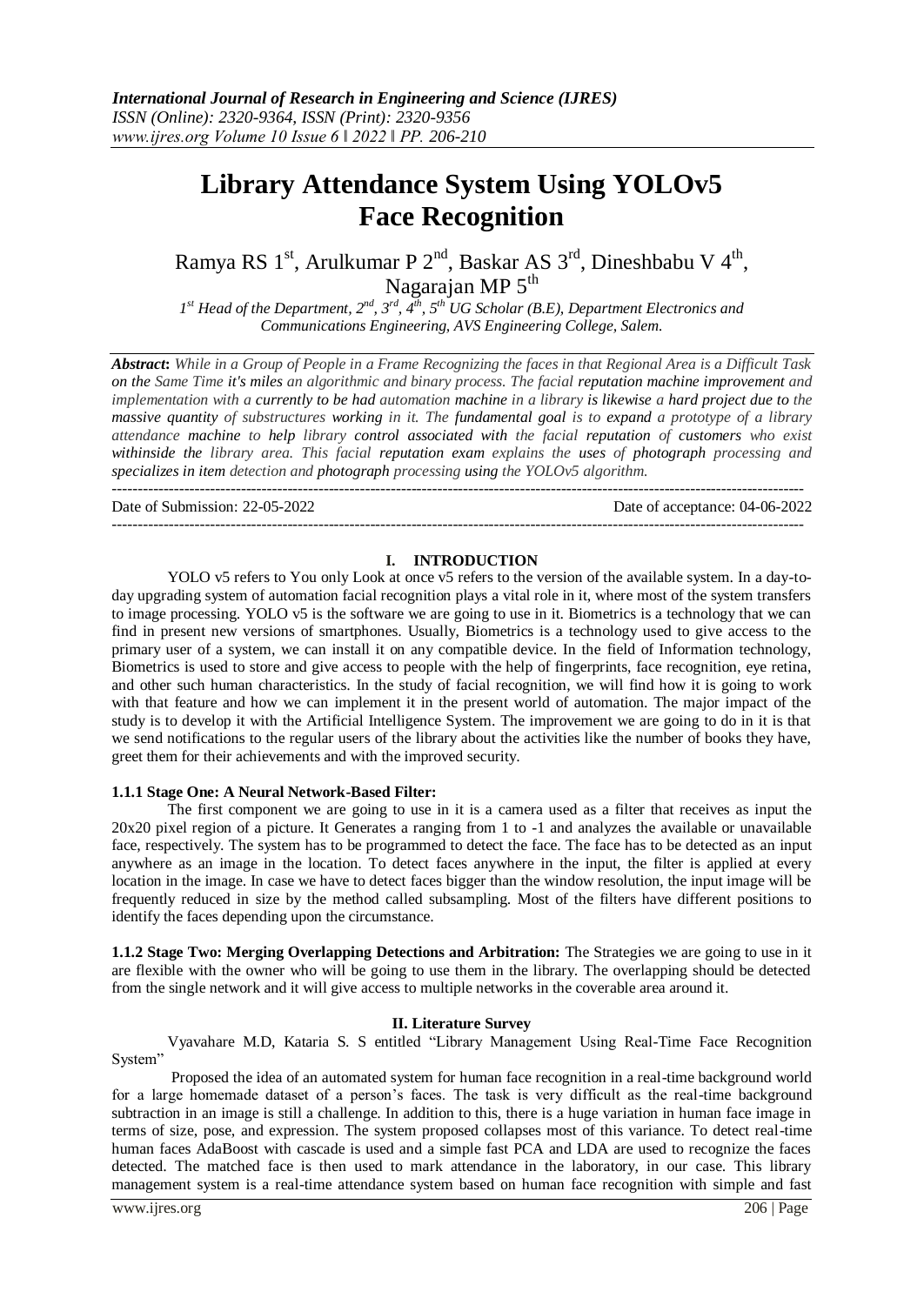# Library Attendance System Using YOLOv5 Face Recognition

Ramya RS 1[st], Arulkumar P 2[nd], Baskar AS 3[rd], Dineshbabu V 4[th], Nagarajan MP 5[th]

*1[st] Head of the Department, 2[nd], 3[rd], 4[th], 5[th] UG Scholar (B.E), Department Electronics and Communications Engineering, AVS Engineering College, Salem.*

***Abstract:*** *While in a Group of People in a Frame Recognizing the faces in that Regional Area is a Difficult Task on the Same Time **it's miles** an algorithmic and binary process. The facial **reputation machine improvement** and implementation with a **currently to be had** automation **machine** in a library **is likewise** a **hard project due to** the **massive quantity** of substructures **working** in it. The **fundamental** goal is to **expand** a prototype of a library attendance **machine** to **help** library **control associated with** the facial **reputation** of **customers** who exist **withinside the** library area. This facial **reputation exam** explains the **uses** of **photograph** processing and **specializes in item** detection and **photograph** processing **using** the YOLOv5 algorithm.*

Date of Submission: 22-05-2022 | Date of acceptance: 04-06-2022

## I. INTRODUCTION

YOLO v5 refers to You only Look at once v5 refers to the version of the available system. In a day-to-day upgrading system of automation facial recognition plays a vital role in it, where most of the system transfers to image processing. YOLO v5 is the software we are going to use in it. Biometrics is a technology that we can find in present new versions of smartphones. Usually, Biometrics is a technology used to give access to the primary user of a system, we can install it on any compatible device. In the field of Information technology, Biometrics is used to store and give access to people with the help of fingerprints, face recognition, eye retina, and other such human characteristics. In the study of facial recognition, we will find how it is going to work with that feature and how we can implement it in the present world of automation. The major impact of the study is to develop it with the Artificial Intelligence System. The improvement we are going to do in it is that we send notifications to the regular users of the library about the activities like the number of books they have, greet them for their achievements and with the improved security.

### 1.1.1 Stage One: A Neural Network-Based Filter:

The first component we are going to use in it is a camera used as a filter that receives as input the 20x20 pixel region of a picture. It Generates a ranging from 1 to -1 and analyzes the available or unavailable face, respectively. The system has to be programmed to detect the face. The face has to be detected as an input anywhere as an image in the location. To detect faces anywhere in the input, the filter is applied at every location in the image. In case we have to detect faces bigger than the window resolution, the input image will be frequently reduced in size by the method called subsampling. Most of the filters have different positions to identify the faces depending upon the circumstance.

**1.1.2 Stage Two: Merging Overlapping Detections and Arbitration:** The Strategies we are going to use in it are flexible with the owner who will be going to use them in the library. The overlapping should be detected from the single network and it will give access to multiple networks in the coverable area around it.

## II. Literature Survey

Vyavahare M.D, Kataria S. S entitled "Library Management Using Real-Time Face Recognition System"

Proposed the idea of an automated system for human face recognition in a real-time background world for a large homemade dataset of a person's faces. The task is very difficult as the real-time background subtraction in an image is still a challenge. In addition to this, there is a huge variation in human face image in terms of size, pose, and expression. The system proposed collapses most of this variance. To detect real-time human faces AdaBoost with cascade is used and a simple fast PCA and LDA are used to recognize the faces detected. The matched face is then used to mark attendance in the laboratory, in our case. This library management system is a real-time attendance system based on human face recognition with simple and fast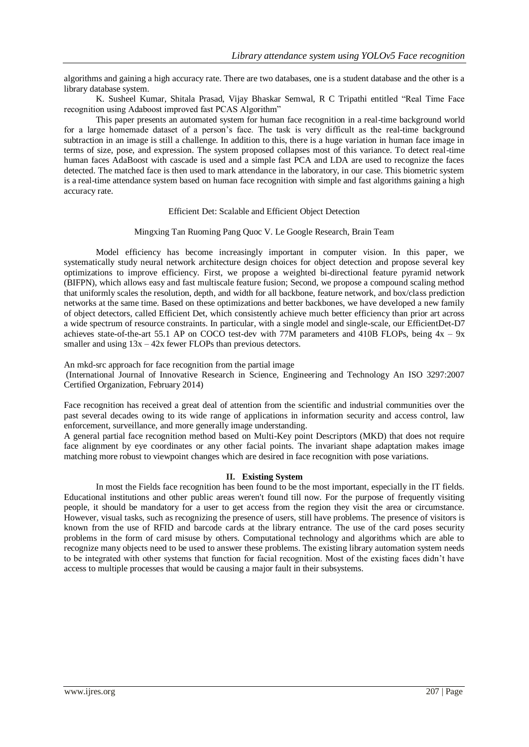algorithms and gaining a high accuracy rate. There are two databases, one is a student database and the other is a library database system.

K. Susheel Kumar, Shitala Prasad, Vijay Bhaskar Semwal, R C Tripathi entitled "Real Time Face recognition using Adaboost improved fast PCAS Algorithm"

This paper presents an automated system for human face recognition in a real-time background world for a large homemade dataset of a person's face. The task is very difficult as the real-time background subtraction in an image is still a challenge. In addition to this, there is a huge variation in human face image in terms of size, pose, and expression. The system proposed collapses most of this variance. To detect real-time human faces AdaBoost with cascade is used and a simple fast PCA and LDA are used to recognize the faces detected. The matched face is then used to mark attendance in the laboratory, in our case. This biometric system is a real-time attendance system based on human face recognition with simple and fast algorithms gaining a high accuracy rate.

Efficient Det: Scalable and Efficient Object Detection

Mingxing Tan Ruoming Pang Quoc V. Le Google Research, Brain Team

Model efficiency has become increasingly important in computer vision. In this paper, we systematically study neural network architecture design choices for object detection and propose several key optimizations to improve efficiency. First, we propose a weighted bi-directional feature pyramid network (BIFPN), which allows easy and fast multiscale feature fusion; Second, we propose a compound scaling method that uniformly scales the resolution, depth, and width for all backbone, feature network, and box/class prediction networks at the same time. Based on these optimizations and better backbones, we have developed a new family of object detectors, called Efficient Det, which consistently achieve much better efficiency than prior art across a wide spectrum of resource constraints. In particular, with a single model and single-scale, our EfficientDet-D7 achieves state-of-the-art 55.1 AP on COCO test-dev with 77M parameters and 410B FLOPs, being 4x – 9x smaller and using 13x – 42x fewer FLOPs than previous detectors.

An mkd-src approach for face recognition from the partial image
(International Journal of Innovative Research in Science, Engineering and Technology An ISO 3297:2007 Certified Organization, February 2014)

Face recognition has received a great deal of attention from the scientific and industrial communities over the past several decades owing to its wide range of applications in information security and access control, law enforcement, surveillance, and more generally image understanding.
A general partial face recognition method based on Multi-Key point Descriptors (MKD) that does not require face alignment by eye coordinates or any other facial points. The invariant shape adaptation makes image matching more robust to viewpoint changes which are desired in face recognition with pose variations.

## II. Existing System

In most the Fields face recognition has been found to be the most important, especially in the IT fields. Educational institutions and other public areas weren't found till now. For the purpose of frequently visiting people, it should be mandatory for a user to get access from the region they visit the area or circumstance. However, visual tasks, such as recognizing the presence of users, still have problems. The presence of visitors is known from the use of RFID and barcode cards at the library entrance. The use of the card poses security problems in the form of card misuse by others. Computational technology and algorithms which are able to recognize many objects need to be used to answer these problems. The existing library automation system needs to be integrated with other systems that function for facial recognition. Most of the existing faces didn't have access to multiple processes that would be causing a major fault in their subsystems.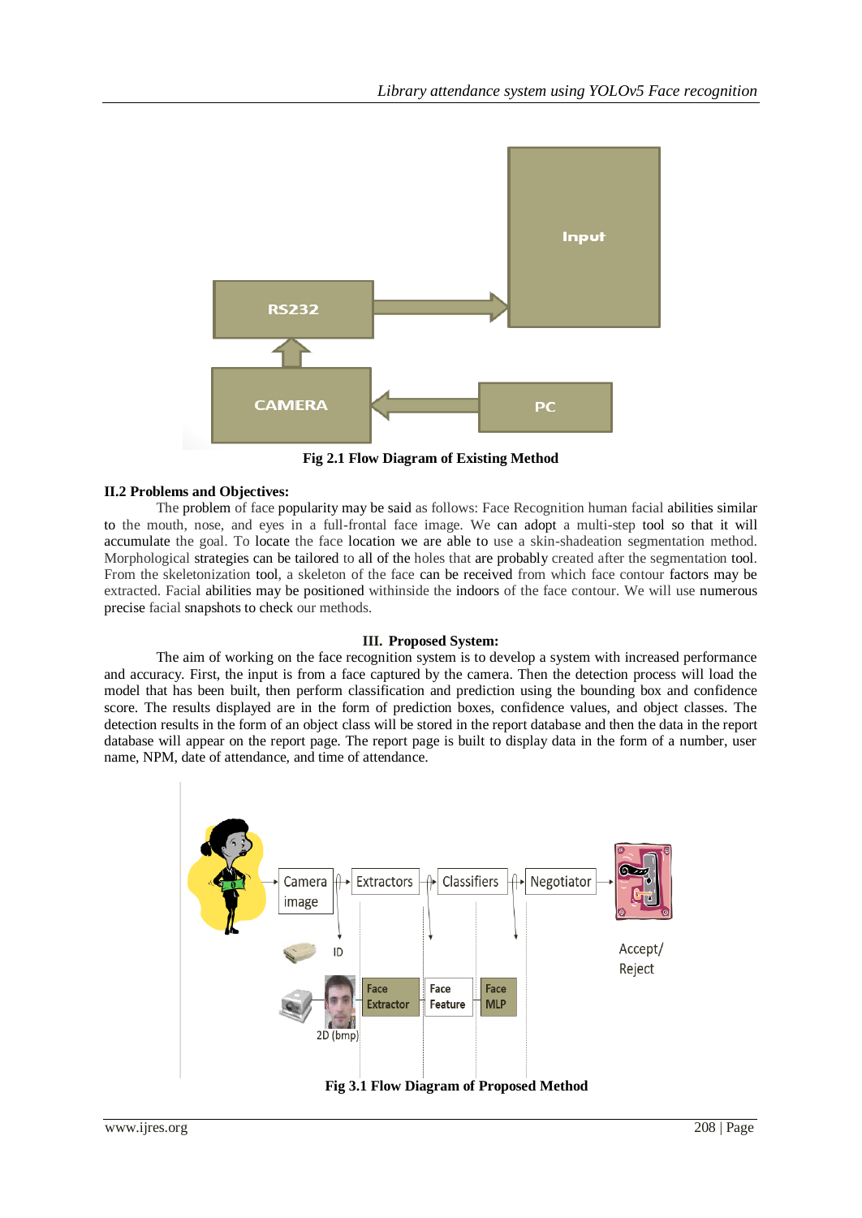Fig 2.1 Flow Diagram of Existing Method

**II.2 Problems and Objectives:**

The problem of face popularity may be said as follows: Face Recognition human facial abilities similar to the mouth, nose, and eyes in a full-frontal face image. We can adopt a multi-step tool so that it will accumulate the goal. To locate the face location we are able to use a skin-shadeation segmentation method. Morphological strategies can be tailored to all of the holes that are probably created after the segmentation tool. From the skeletonization tool, a skeleton of the face can be received from which face contour factors may be extracted. Facial abilities may be positioned withinside the indoors of the face contour. We will use numerous precise facial snapshots to check our methods.

## III. Proposed System:

The aim of working on the face recognition system is to develop a system with increased performance and accuracy. First, the input is from a face captured by the camera. Then the detection process will load the model that has been built, then perform classification and prediction using the bounding box and confidence score. The results displayed are in the form of prediction boxes, confidence values, and object classes. The detection results in the form of an object class will be stored in the report database and then the data in the report database will appear on the report page. The report page is built to display data in the form of a number, user name, NPM, date of attendance, and time of attendance.

Fig 3.1 Flow Diagram of Proposed Method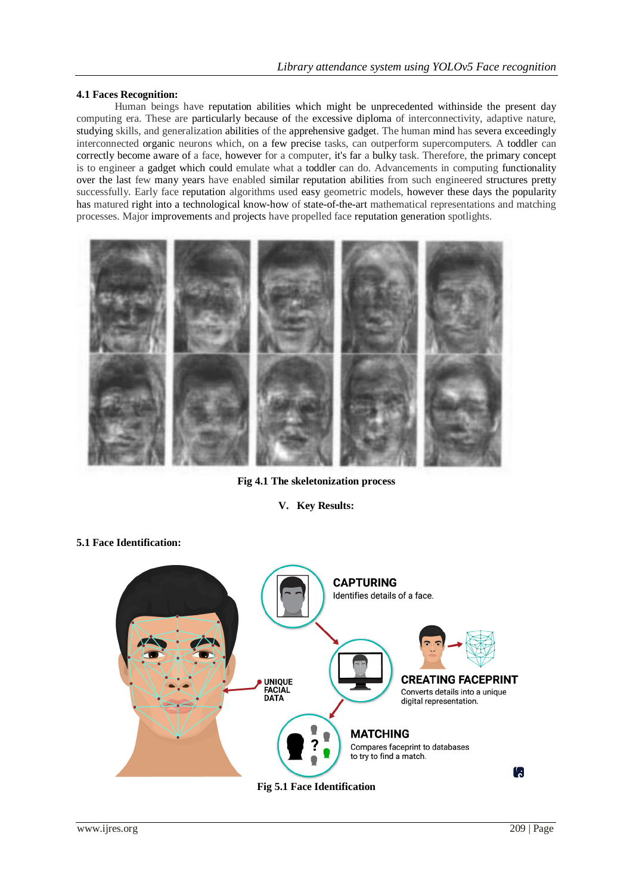### 4.1 Faces Recognition:

Human beings have reputation abilities which might be unprecedented withinside the present day computing era. These are particularly because of the excessive diploma of interconnectivity, adaptive nature, studying skills, and generalization abilities of the apprehensive gadget. The human mind has severa exceedingly interconnected organic neurons which, on a few precise tasks, can outperform supercomputers. A toddler can correctly become aware of a face, however for a computer, it's far a bulky task. Therefore, the primary concept is to engineer a gadget which could emulate what a toddler can do. Advancements in computing functionality over the last few many years have enabled similar reputation abilities from such engineered structures pretty successfully. Early face reputation algorithms used easy geometric models, however these days the popularity has matured right into a technological know-how of state-of-the-art mathematical representations and matching processes. Major improvements and projects have propelled face reputation generation spotlights.

**Fig 4.1 The skeletonization process**

## V. Key Results:

### 5.1 Face Identification:

**Fig 5.1 Face Identification**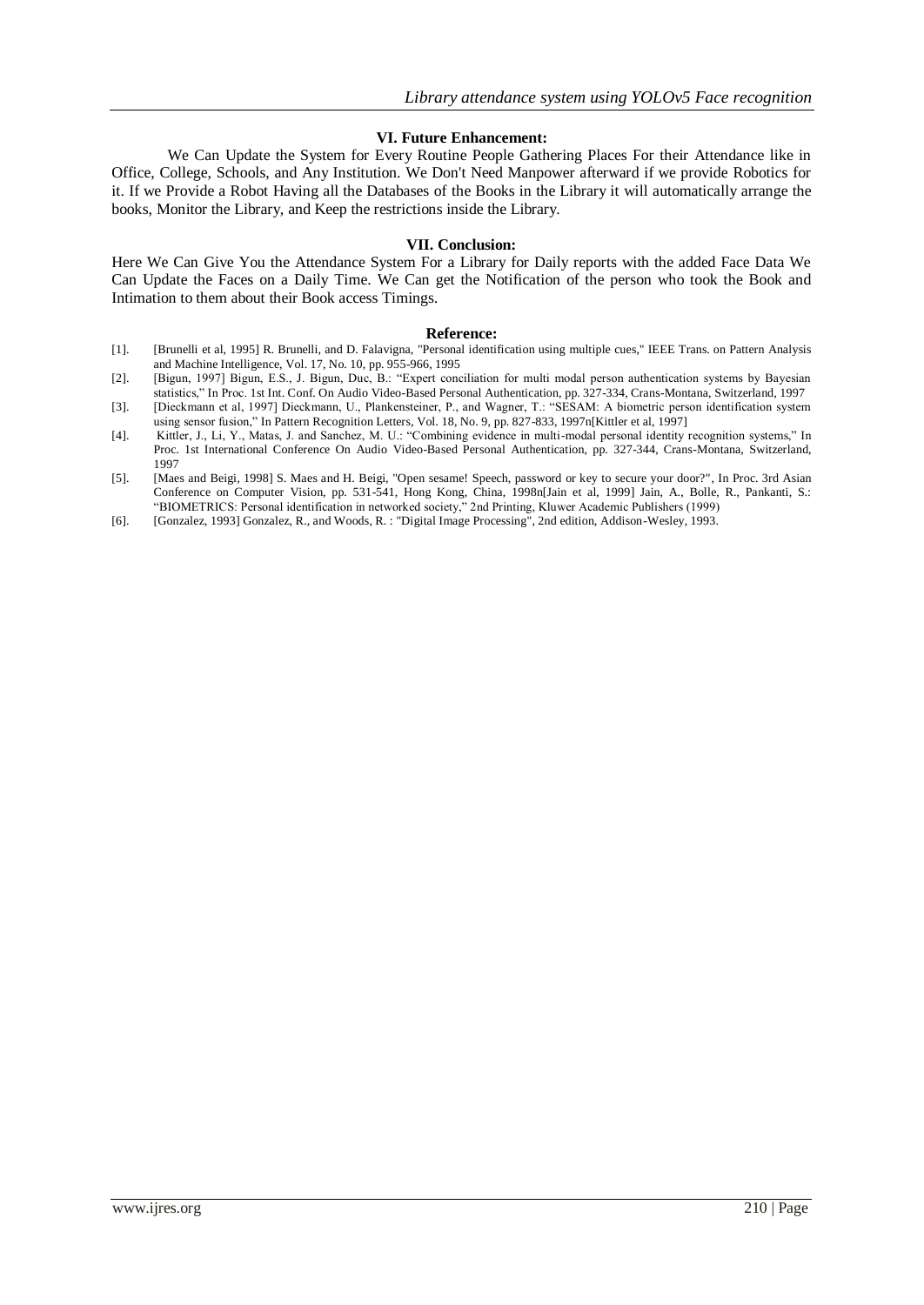## VI. Future Enhancement:

We Can Update the System for Every Routine People Gathering Places For their Attendance like in Office, College, Schools, and Any Institution. We Don't Need Manpower afterward if we provide Robotics for it. If we Provide a Robot Having all the Databases of the Books in the Library it will automatically arrange the books, Monitor the Library, and Keep the restrictions inside the Library.

## VII. Conclusion:

Here We Can Give You the Attendance System For a Library for Daily reports with the added Face Data We Can Update the Faces on a Daily Time. We Can get the Notification of the person who took the Book and Intimation to them about their Book access Timings.

## Reference:

[1]. [Brunelli et al, 1995] R. Brunelli, and D. Falavigna, "Personal identification using multiple cues," IEEE Trans. on Pattern Analysis and Machine Intelligence, Vol. 17, No. 10, pp. 955-966, 1995

[2]. [Bigun, 1997] Bigun, E.S., J. Bigun, Duc, B.: "Expert conciliation for multi modal person authentication systems by Bayesian statistics," In Proc. 1st Int. Conf. On Audio Video-Based Personal Authentication, pp. 327-334, Crans-Montana, Switzerland, 1997

[3]. [Dieckmann et al, 1997] Dieckmann, U., Plankensteiner, P., and Wagner, T.: "SESAM: A biometric person identification system using sensor fusion," In Pattern Recognition Letters, Vol. 18, No. 9, pp. 827-833, 1997n[Kittler et al, 1997]

[4]. Kittler, J., Li, Y., Matas, J. and Sanchez, M. U.: "Combining evidence in multi-modal personal identity recognition systems," In Proc. 1st International Conference On Audio Video-Based Personal Authentication, pp. 327-344, Crans-Montana, Switzerland, 1997

[5]. [Maes and Beigi, 1998] S. Maes and H. Beigi, "Open sesame! Speech, password or key to secure your door?", In Proc. 3rd Asian Conference on Computer Vision, pp. 531-541, Hong Kong, China, 1998n[Jain et al, 1999] Jain, A., Bolle, R., Pankanti, S.: "BIOMETRICS: Personal identification in networked society," 2nd Printing, Kluwer Academic Publishers (1999)

[6]. [Gonzalez, 1993] Gonzalez, R., and Woods, R. : "Digital Image Processing", 2nd edition, Addison-Wesley, 1993.